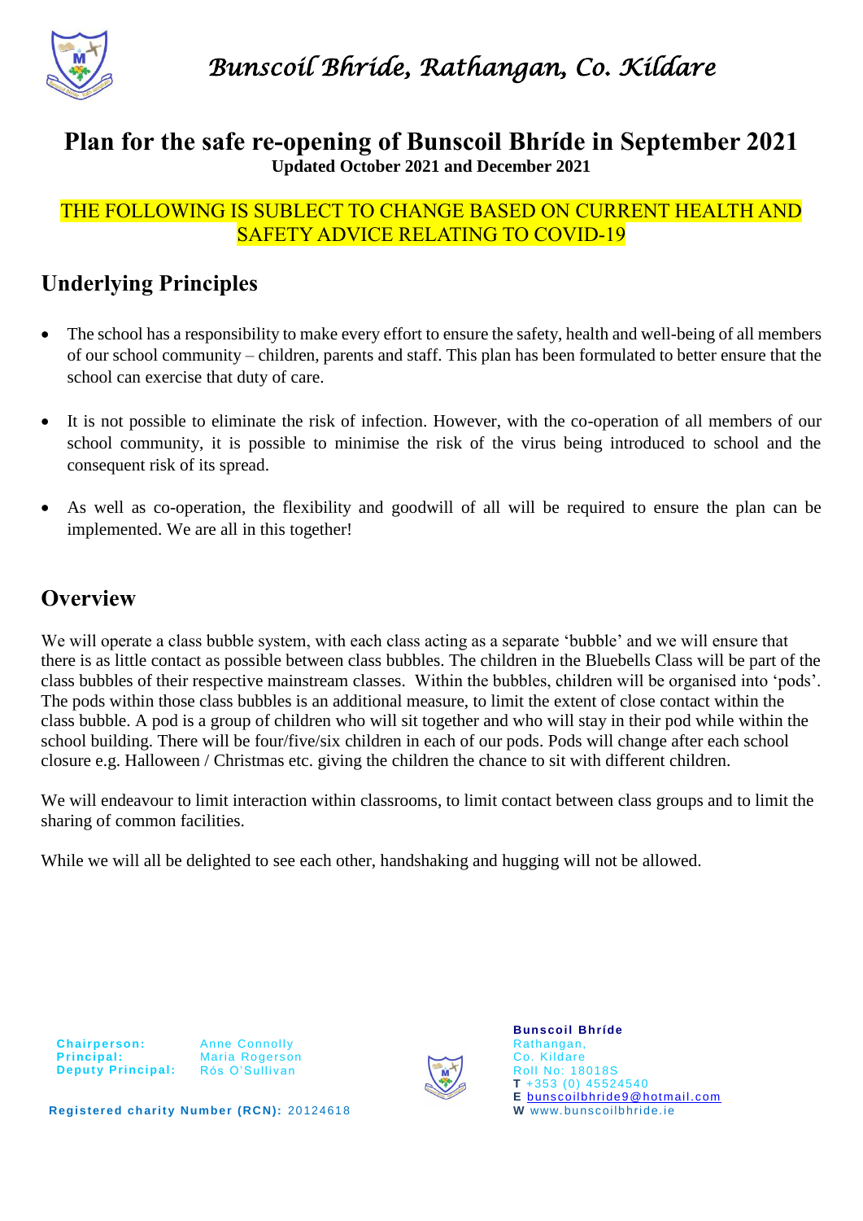*Bunscoil Bhríde, Rathangan, Co. Kildare*

# Plan for the safe re-opening of Bunscoil Bhríde in September 2021

**Updated October 2021 and December 2021**

THE FOLLOWING IS SUBLECT TO CHANGE BASED ON CURRENT HEALTH AND SAFETY ADVICE RELATING TO COVID-19

## Underlying Principles

- The school has a responsibility to make every effort to ensure the safety, health and well-being of all members of our school community – children, parents and staff. This plan has been formulated to better ensure that the school can exercise that duty of care.
- It is not possible to eliminate the risk of infection. However, with the co-operation of all members of our school community, it is possible to minimise the risk of the virus being introduced to school and the consequent risk of its spread.
- As well as co-operation, the flexibility and goodwill of all will be required to ensure the plan can be implemented. We are all in this together!

## Overview

We will operate a class bubble system, with each class acting as a separate 'bubble' and we will ensure that there is as little contact as possible between class bubbles. The children in the Bluebells Class will be part of the class bubbles of their respective mainstream classes. Within the bubbles, children will be organised into 'pods'. The pods within those class bubbles is an additional measure, to limit the extent of close contact within the class bubble. A pod is a group of children who will sit together and who will stay in their pod while within the school building. There will be four/five/six children in each of our pods. Pods will change after each school closure e.g. Halloween / Christmas etc. giving the children the chance to sit with different children.

We will endeavour to limit interaction within classrooms, to limit contact between class groups and to limit the sharing of common facilities.

While we will all be delighted to see each other, handshaking and hugging will not be allowed.

**Chairperson:** Anne Connolly
**Principal:** Maria Rogerson
**Deputy Principal:** Rós O'Sullivan

**Registered charity Number (RCN):** 20124618

**Bunscoil Bhríde**
Rathangan,
Co. Kildare
Roll No: 18018S
**T** +353 (0) 45524540
**E** bunscoilbhride9@hotmail.com
**W** www.bunscoilbhride.ie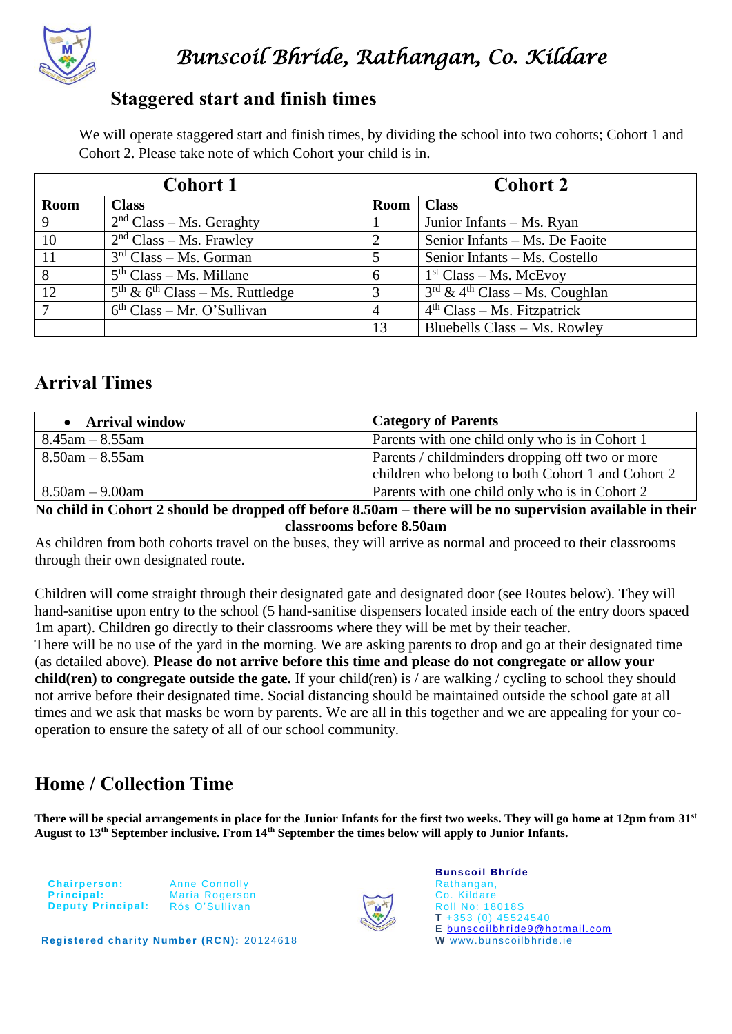# Bunscoil Bhríde, Rathangan, Co. Kildare

## Staggered start and finish times

We will operate staggered start and finish times, by dividing the school into two cohorts; Cohort 1 and Cohort 2. Please take note of which Cohort your child is in.

| Cohort 1 | | Cohort 2 | |
|---|---|---|---|
| **Room** | **Class** | **Room** | **Class** |
| 9 | 2nd Class – Ms. Geraghty | 1 | Junior Infants – Ms. Ryan |
| 10 | 2nd Class – Ms. Frawley | 2 | Senior Infants – Ms. De Faoite |
| 11 | 3rd Class – Ms. Gorman | 5 | Senior Infants – Ms. Costello |
| 8 | 5th Class – Ms. Millane | 6 | 1st Class – Ms. McEvoy |
| 12 | 5th & 6th Class – Ms. Ruttledge | 3 | 3rd & 4th Class – Ms. Coughlan |
| 7 | 6th Class – Mr. O'Sullivan | 4 | 4th Class – Ms. Fitzpatrick |
| | | 13 | Bluebells Class – Ms. Rowley |

## Arrival Times

| Arrival window | Category of Parents |
|---|---|
| 8.45am – 8.55am | Parents with one child only who is in Cohort 1 |
| 8.50am – 8.55am | Parents / childminders dropping off two or more children who belong to both Cohort 1 and Cohort 2 |
| 8.50am – 9.00am | Parents with one child only who is in Cohort 2 |

**No child in Cohort 2 should be dropped off before 8.50am – there will be no supervision available in their classrooms before 8.50am**

As children from both cohorts travel on the buses, they will arrive as normal and proceed to their classrooms through their own designated route.

Children will come straight through their designated gate and designated door (see Routes below). They will hand-sanitise upon entry to the school (5 hand-sanitise dispensers located inside each of the entry doors spaced 1m apart). Children go directly to their classrooms where they will be met by their teacher.

There will be no use of the yard in the morning. We are asking parents to drop and go at their designated time (as detailed above). **Please do not arrive before this time and please do not congregate or allow your child(ren) to congregate outside the gate.** If your child(ren) is / are walking / cycling to school they should not arrive before their designated time. Social distancing should be maintained outside the school gate at all times and we ask that masks be worn by parents. We are all in this together and we are appealing for your co-operation to ensure the safety of all of our school community.

## Home / Collection Time

**There will be special arrangements in place for the Junior Infants for the first two weeks. They will go home at 12pm from 31st August to 13th September inclusive. From 14th September the times below will apply to Junior Infants.**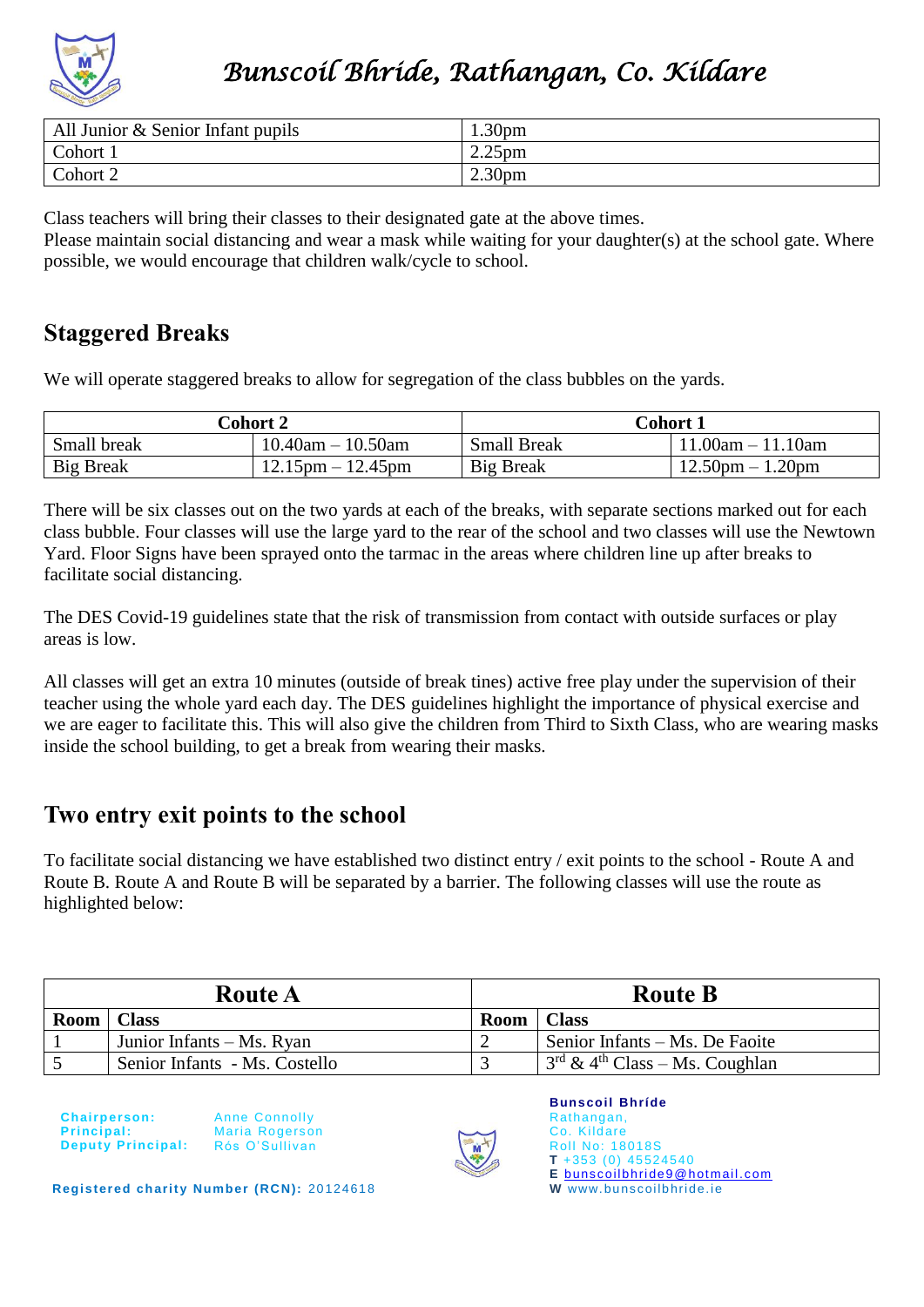| All Junior & Senior Infant pupils | 1.30pm |
|---|---|
| Cohort 1 | 2.25pm |
| Cohort 2 | 2.30pm |

Class teachers will bring their classes to their designated gate at the above times.
Please maintain social distancing and wear a mask while waiting for your daughter(s) at the school gate. Where possible, we would encourage that children walk/cycle to school.

## Staggered Breaks

We will operate staggered breaks to allow for segregation of the class bubbles on the yards.

| Cohort 2 | | Cohort 1 | |
|---|---|---|---|
| Small break | 10.40am – 10.50am | Small Break | 11.00am – 11.10am |
| Big Break | 12.15pm – 12.45pm | Big Break | 12.50pm – 1.20pm |

There will be six classes out on the two yards at each of the breaks, with separate sections marked out for each class bubble. Four classes will use the large yard to the rear of the school and two classes will use the Newtown Yard. Floor Signs have been sprayed onto the tarmac in the areas where children line up after breaks to facilitate social distancing.

The DES Covid-19 guidelines state that the risk of transmission from contact with outside surfaces or play areas is low.

All classes will get an extra 10 minutes (outside of break tines) active free play under the supervision of their teacher using the whole yard each day. The DES guidelines highlight the importance of physical exercise and we are eager to facilitate this. This will also give the children from Third to Sixth Class, who are wearing masks inside the school building, to get a break from wearing their masks.

## Two entry exit points to the school

To facilitate social distancing we have established two distinct entry / exit points to the school - Route A and Route B. Route A and Route B will be separated by a barrier. The following classes will use the route as highlighted below:

| Route A | | Route B | |
|---|---|---|---|
| **Room** | **Class** | **Room** | **Class** |
| 1 | Junior Infants – Ms. Ryan | 2 | Senior Infants – Ms. De Faoite |
| 5 | Senior Infants - Ms. Costello | 3 | 3rd & 4th Class – Ms. Coughlan |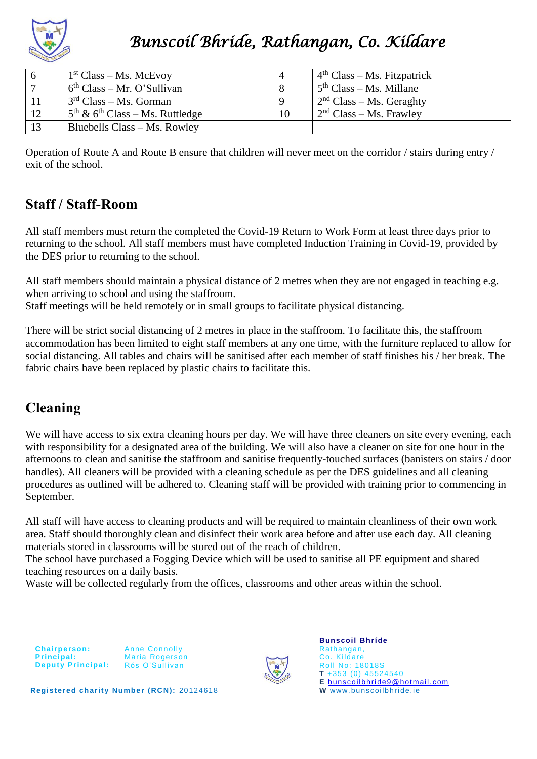| 6 | 1st Class – Ms. McEvoy | 4 | 4th Class – Ms. Fitzpatrick |
|---|---|---|---|
| 7 | 6th Class – Mr. O'Sullivan | 8 | 5th Class – Ms. Millane |
| 11 | 3rd Class – Ms. Gorman | 9 | 2nd Class – Ms. Geraghty |
| 12 | 5th & 6th Class – Ms. Ruttledge | 10 | 2nd Class – Ms. Frawley |
| 13 | Bluebells Class – Ms. Rowley | | |

Operation of Route A and Route B ensure that children will never meet on the corridor / stairs during entry / exit of the school.

## Staff / Staff-Room

All staff members must return the completed the Covid-19 Return to Work Form at least three days prior to returning to the school. All staff members must have completed Induction Training in Covid-19, provided by the DES prior to returning to the school.

All staff members should maintain a physical distance of 2 metres when they are not engaged in teaching e.g. when arriving to school and using the staffroom.
Staff meetings will be held remotely or in small groups to facilitate physical distancing.

There will be strict social distancing of 2 metres in place in the staffroom. To facilitate this, the staffroom accommodation has been limited to eight staff members at any one time, with the furniture replaced to allow for social distancing. All tables and chairs will be sanitised after each member of staff finishes his / her break. The fabric chairs have been replaced by plastic chairs to facilitate this.

## Cleaning

We will have access to six extra cleaning hours per day. We will have three cleaners on site every evening, each with responsibility for a designated area of the building. We will also have a cleaner on site for one hour in the afternoons to clean and sanitise the staffroom and sanitise frequently-touched surfaces (banisters on stairs / door handles). All cleaners will be provided with a cleaning schedule as per the DES guidelines and all cleaning procedures as outlined will be adhered to. Cleaning staff will be provided with training prior to commencing in September.

All staff will have access to cleaning products and will be required to maintain cleanliness of their own work area. Staff should thoroughly clean and disinfect their work area before and after use each day. All cleaning materials stored in classrooms will be stored out of the reach of children.
The school have purchased a Fogging Device which will be used to sanitise all PE equipment and shared teaching resources on a daily basis.
Waste will be collected regularly from the offices, classrooms and other areas within the school.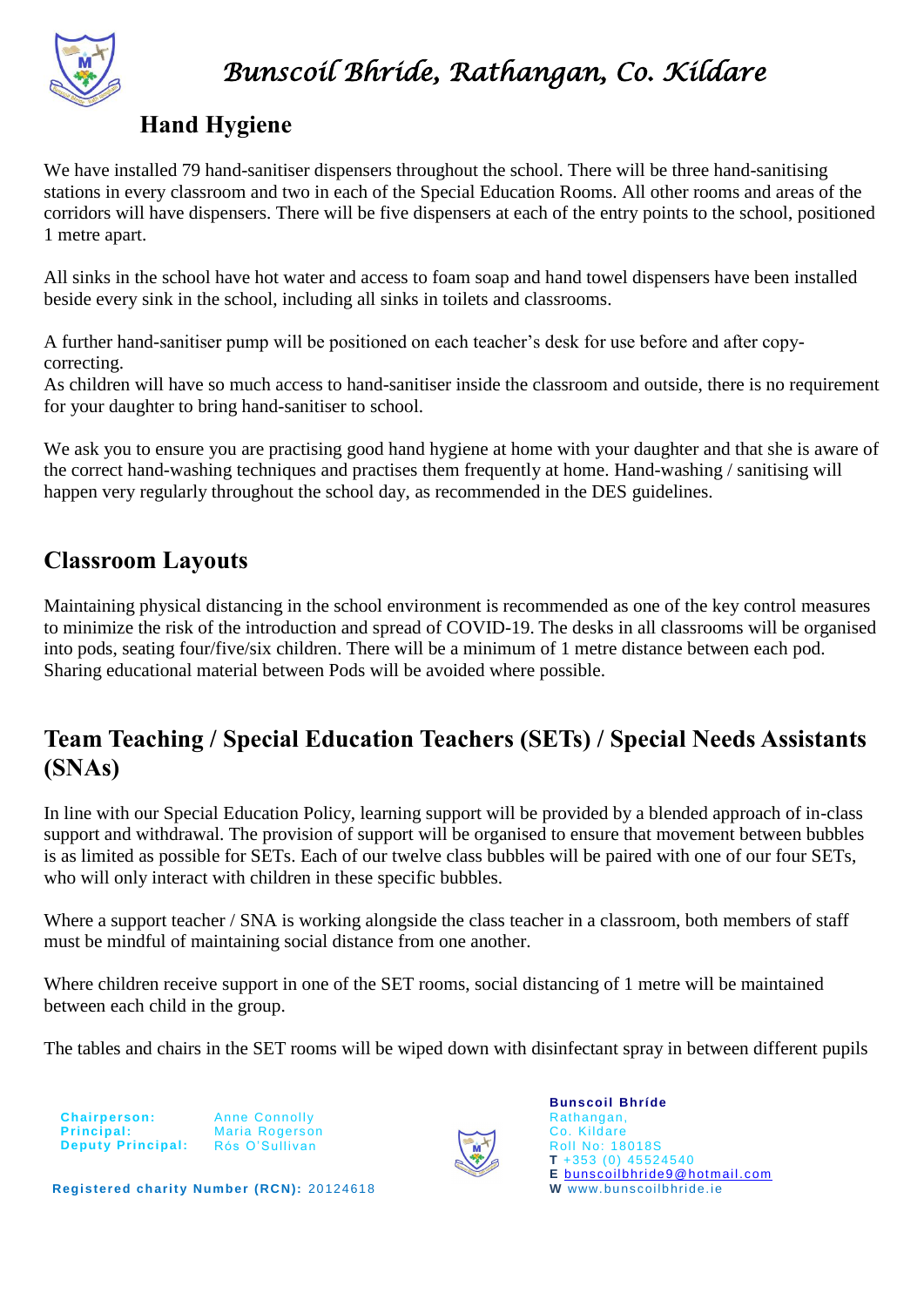## Hand Hygiene

We have installed 79 hand-sanitiser dispensers throughout the school. There will be three hand-sanitising stations in every classroom and two in each of the Special Education Rooms. All other rooms and areas of the corridors will have dispensers. There will be five dispensers at each of the entry points to the school, positioned 1 metre apart.

All sinks in the school have hot water and access to foam soap and hand towel dispensers have been installed beside every sink in the school, including all sinks in toilets and classrooms.

A further hand-sanitiser pump will be positioned on each teacher's desk for use before and after copy-correcting.
As children will have so much access to hand-sanitiser inside the classroom and outside, there is no requirement for your daughter to bring hand-sanitiser to school.

We ask you to ensure you are practising good hand hygiene at home with your daughter and that she is aware of the correct hand-washing techniques and practises them frequently at home. Hand-washing / sanitising will happen very regularly throughout the school day, as recommended in the DES guidelines.

## Classroom Layouts

Maintaining physical distancing in the school environment is recommended as one of the key control measures to minimize the risk of the introduction and spread of COVID-19. The desks in all classrooms will be organised into pods, seating four/five/six children. There will be a minimum of 1 metre distance between each pod. Sharing educational material between Pods will be avoided where possible.

## Team Teaching / Special Education Teachers (SETs) / Special Needs Assistants (SNAs)

In line with our Special Education Policy, learning support will be provided by a blended approach of in-class support and withdrawal. The provision of support will be organised to ensure that movement between bubbles is as limited as possible for SETs. Each of our twelve class bubbles will be paired with one of our four SETs, who will only interact with children in these specific bubbles.

Where a support teacher / SNA is working alongside the class teacher in a classroom, both members of staff must be mindful of maintaining social distance from one another.

Where children receive support in one of the SET rooms, social distancing of 1 metre will be maintained between each child in the group.

The tables and chairs in the SET rooms will be wiped down with disinfectant spray in between different pupils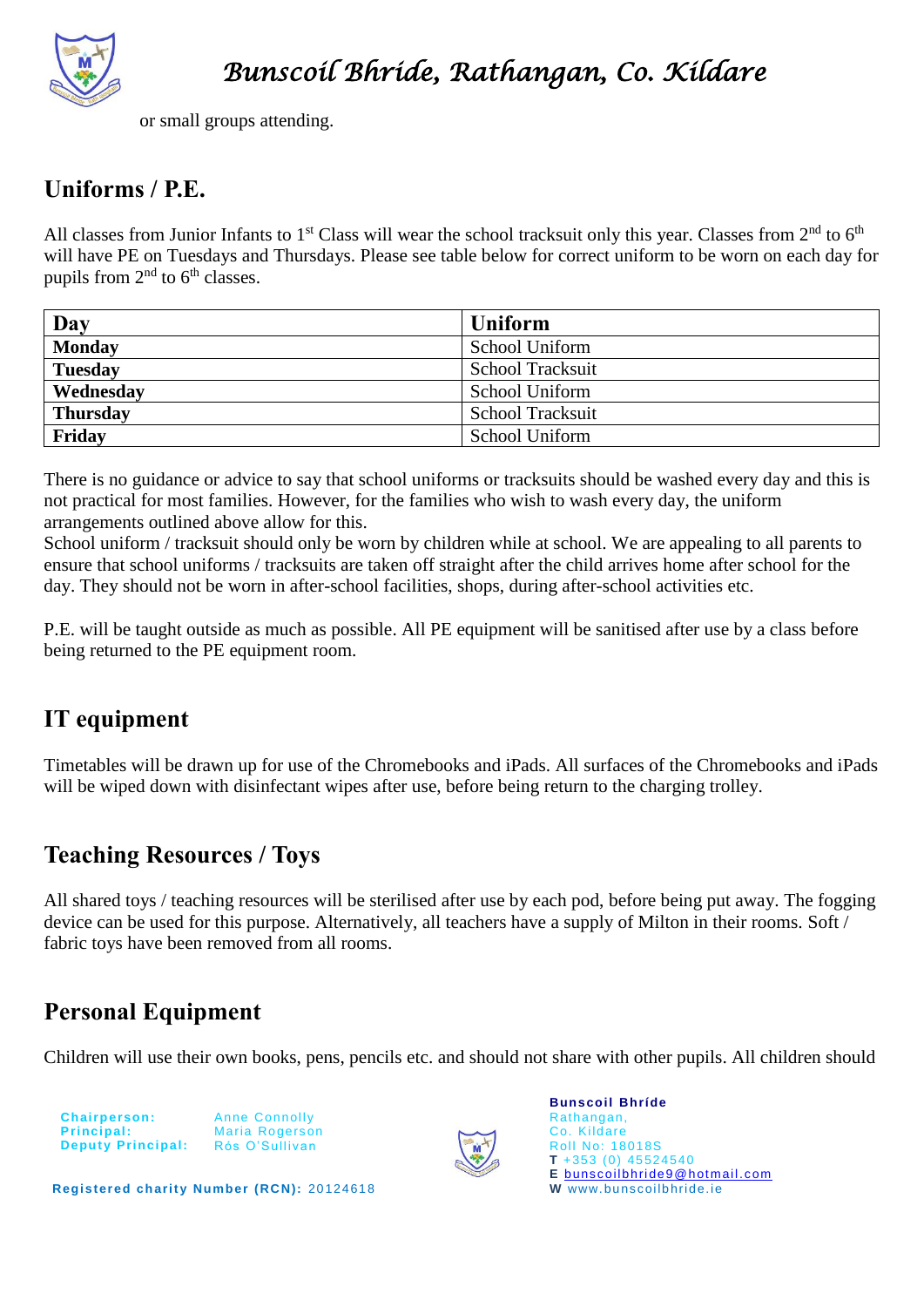or small groups attending.

## Uniforms / P.E.

All classes from Junior Infants to 1st Class will wear the school tracksuit only this year. Classes from 2nd to 6th will have PE on Tuesdays and Thursdays. Please see table below for correct uniform to be worn on each day for pupils from 2nd to 6th classes.

| Day | Uniform |
|---|---|
| **Monday** | School Uniform |
| **Tuesday** | School Tracksuit |
| **Wednesday** | School Uniform |
| **Thursday** | School Tracksuit |
| **Friday** | School Uniform |

There is no guidance or advice to say that school uniforms or tracksuits should be washed every day and this is not practical for most families. However, for the families who wish to wash every day, the uniform arrangements outlined above allow for this.
School uniform / tracksuit should only be worn by children while at school. We are appealing to all parents to ensure that school uniforms / tracksuits are taken off straight after the child arrives home after school for the day. They should not be worn in after-school facilities, shops, during after-school activities etc.

P.E. will be taught outside as much as possible. All PE equipment will be sanitised after use by a class before being returned to the PE equipment room.

## IT equipment

Timetables will be drawn up for use of the Chromebooks and iPads. All surfaces of the Chromebooks and iPads will be wiped down with disinfectant wipes after use, before being return to the charging trolley.

## Teaching Resources / Toys

All shared toys / teaching resources will be sterilised after use by each pod, before being put away. The fogging device can be used for this purpose. Alternatively, all teachers have a supply of Milton in their rooms. Soft / fabric toys have been removed from all rooms.

## Personal Equipment

Children will use their own books, pens, pencils etc. and should not share with other pupils. All children should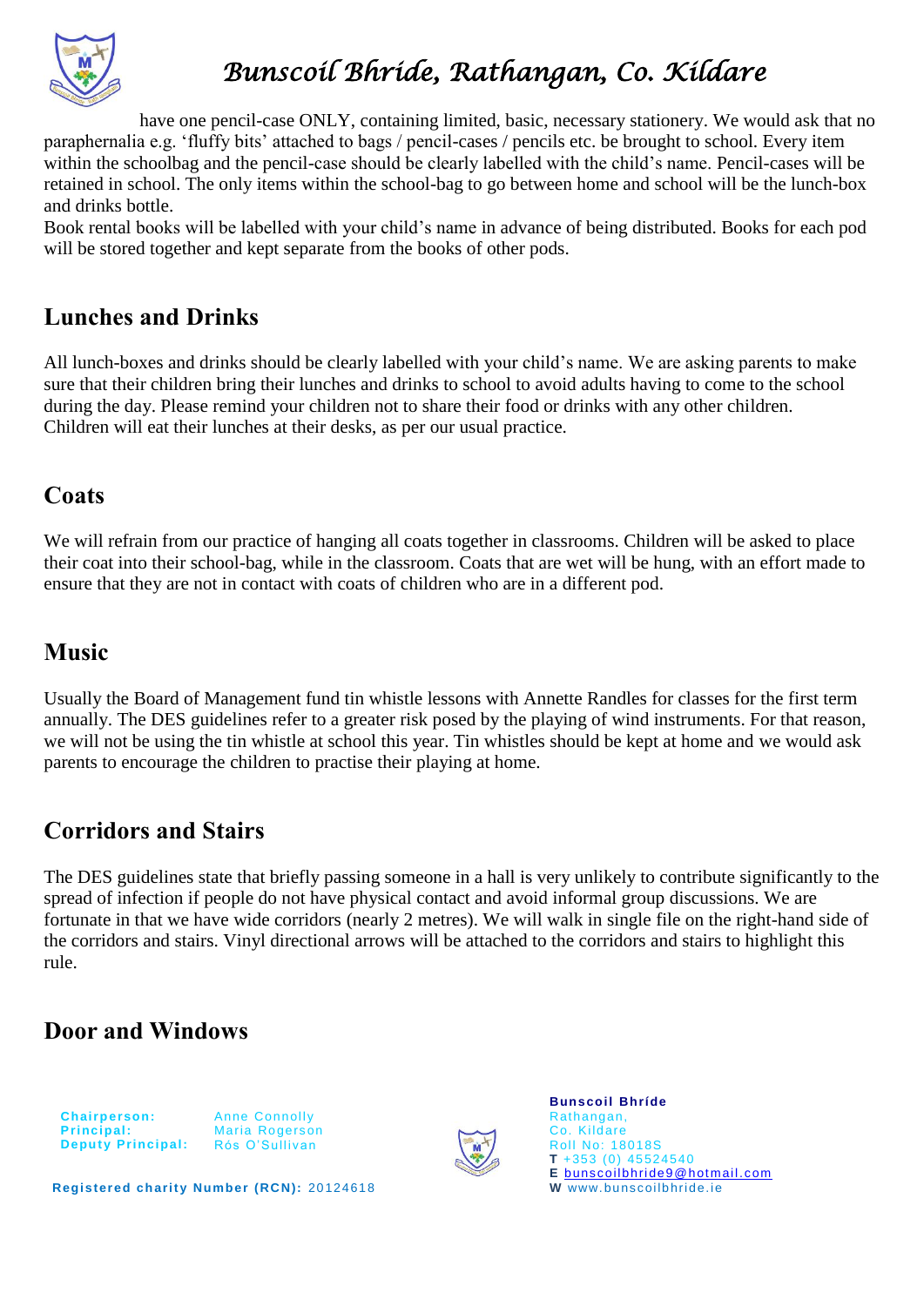have one pencil-case ONLY, containing limited, basic, necessary stationery. We would ask that no paraphernalia e.g. 'fluffy bits' attached to bags / pencil-cases / pencils etc. be brought to school. Every item within the schoolbag and the pencil-case should be clearly labelled with the child's name. Pencil-cases will be retained in school. The only items within the school-bag to go between home and school will be the lunch-box and drinks bottle.
Book rental books will be labelled with your child's name in advance of being distributed. Books for each pod will be stored together and kept separate from the books of other pods.

## Lunches and Drinks

All lunch-boxes and drinks should be clearly labelled with your child's name. We are asking parents to make sure that their children bring their lunches and drinks to school to avoid adults having to come to the school during the day. Please remind your children not to share their food or drinks with any other children.
Children will eat their lunches at their desks, as per our usual practice.

## Coats

We will refrain from our practice of hanging all coats together in classrooms. Children will be asked to place their coat into their school-bag, while in the classroom. Coats that are wet will be hung, with an effort made to ensure that they are not in contact with coats of children who are in a different pod.

## Music

Usually the Board of Management fund tin whistle lessons with Annette Randles for classes for the first term annually. The DES guidelines refer to a greater risk posed by the playing of wind instruments. For that reason, we will not be using the tin whistle at school this year. Tin whistles should be kept at home and we would ask parents to encourage the children to practise their playing at home.

## Corridors and Stairs

The DES guidelines state that briefly passing someone in a hall is very unlikely to contribute significantly to the spread of infection if people do not have physical contact and avoid informal group discussions. We are fortunate in that we have wide corridors (nearly 2 metres). We will walk in single file on the right-hand side of the corridors and stairs. Vinyl directional arrows will be attached to the corridors and stairs to highlight this rule.

## Door and Windows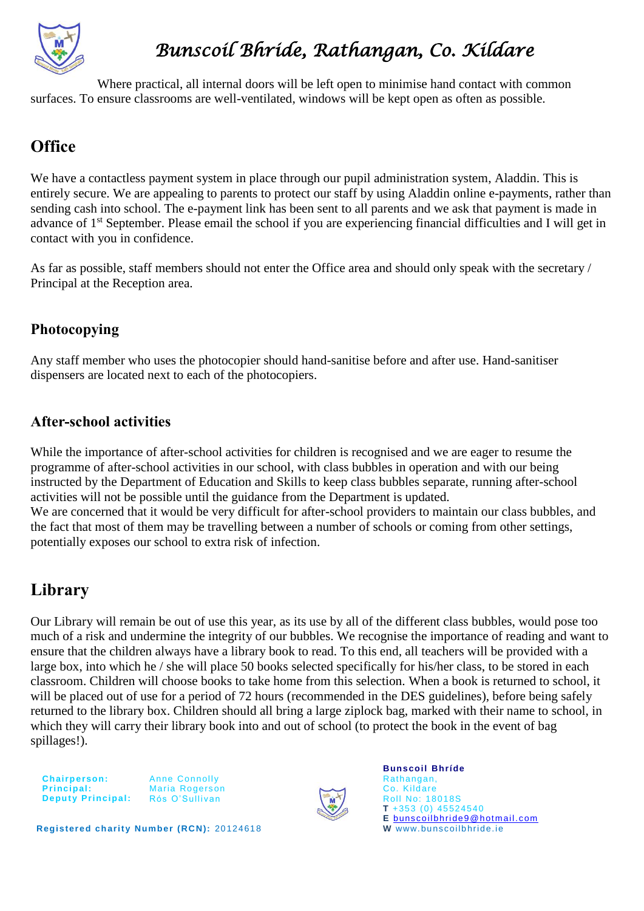Where practical, all internal doors will be left open to minimise hand contact with common surfaces. To ensure classrooms are well-ventilated, windows will be kept open as often as possible.

## Office

We have a contactless payment system in place through our pupil administration system, Aladdin. This is entirely secure. We are appealing to parents to protect our staff by using Aladdin online e-payments, rather than sending cash into school. The e-payment link has been sent to all parents and we ask that payment is made in advance of 1st September. Please email the school if you are experiencing financial difficulties and I will get in contact with you in confidence.

As far as possible, staff members should not enter the Office area and should only speak with the secretary / Principal at the Reception area.

### Photocopying

Any staff member who uses the photocopier should hand-sanitise before and after use. Hand-sanitiser dispensers are located next to each of the photocopiers.

### After-school activities

While the importance of after-school activities for children is recognised and we are eager to resume the programme of after-school activities in our school, with class bubbles in operation and with our being instructed by the Department of Education and Skills to keep class bubbles separate, running after-school activities will not be possible until the guidance from the Department is updated.
We are concerned that it would be very difficult for after-school providers to maintain our class bubbles, and the fact that most of them may be travelling between a number of schools or coming from other settings, potentially exposes our school to extra risk of infection.

## Library

Our Library will remain be out of use this year, as its use by all of the different class bubbles, would pose too much of a risk and undermine the integrity of our bubbles. We recognise the importance of reading and want to ensure that the children always have a library book to read. To this end, all teachers will be provided with a large box, into which he / she will place 50 books selected specifically for his/her class, to be stored in each classroom. Children will choose books to take home from this selection. When a book is returned to school, it will be placed out of use for a period of 72 hours (recommended in the DES guidelines), before being safely returned to the library box. Children should all bring a large ziplock bag, marked with their name to school, in which they will carry their library book into and out of school (to protect the book in the event of bag spillages!).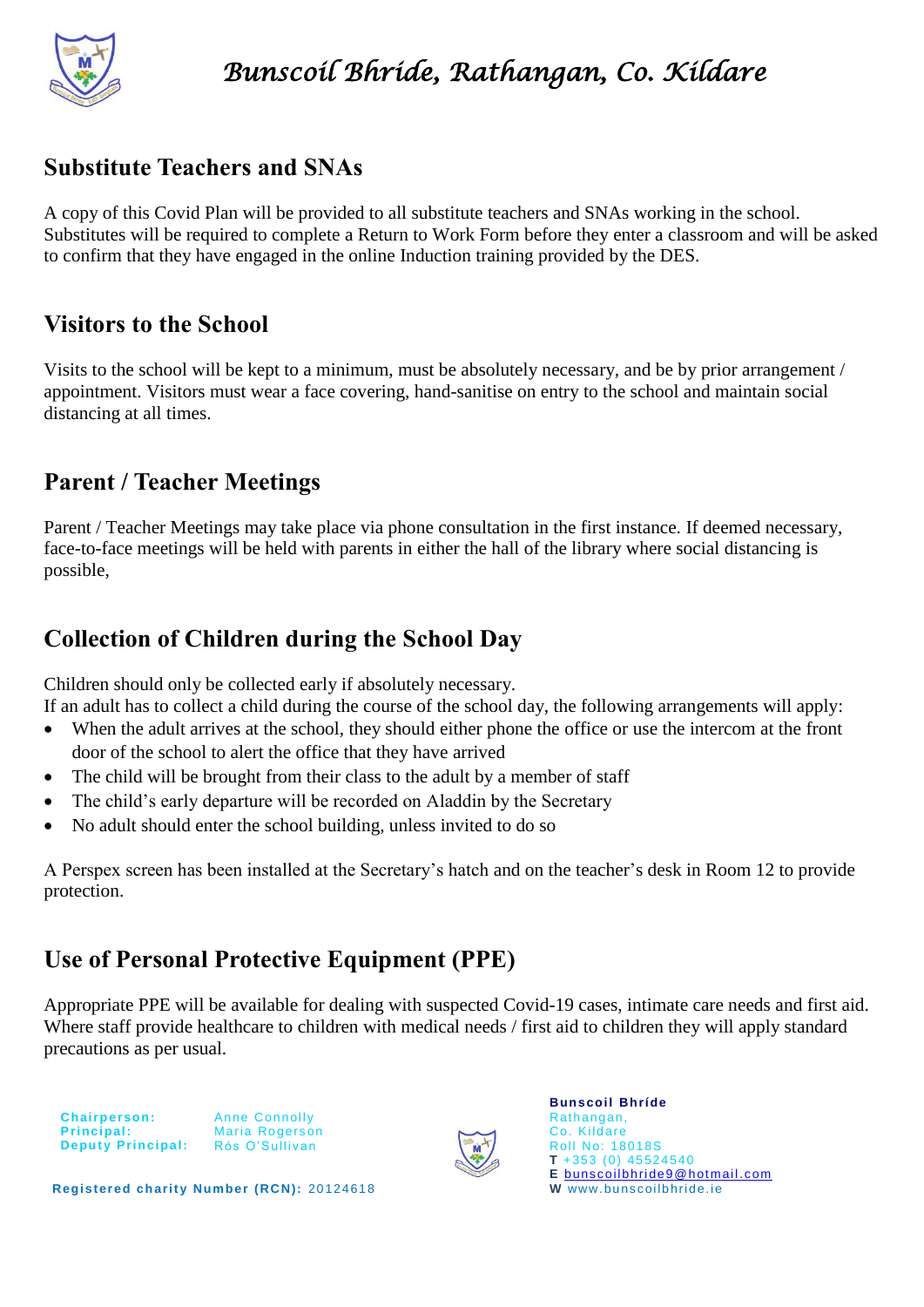## Substitute Teachers and SNAs

A copy of this Covid Plan will be provided to all substitute teachers and SNAs working in the school. Substitutes will be required to complete a Return to Work Form before they enter a classroom and will be asked to confirm that they have engaged in the online Induction training provided by the DES.

## Visitors to the School

Visits to the school will be kept to a minimum, must be absolutely necessary, and be by prior arrangement / appointment. Visitors must wear a face covering, hand-sanitise on entry to the school and maintain social distancing at all times.

## Parent / Teacher Meetings

Parent / Teacher Meetings may take place via phone consultation in the first instance. If deemed necessary, face-to-face meetings will be held with parents in either the hall of the library where social distancing is possible,

## Collection of Children during the School Day

Children should only be collected early if absolutely necessary.
If an adult has to collect a child during the course of the school day, the following arrangements will apply:

- When the adult arrives at the school, they should either phone the office or use the intercom at the front door of the school to alert the office that they have arrived
- The child will be brought from their class to the adult by a member of staff
- The child's early departure will be recorded on Aladdin by the Secretary
- No adult should enter the school building, unless invited to do so

A Perspex screen has been installed at the Secretary's hatch and on the teacher's desk in Room 12 to provide protection.

## Use of Personal Protective Equipment (PPE)

Appropriate PPE will be available for dealing with suspected Covid-19 cases, intimate care needs and first aid. Where staff provide healthcare to children with medical needs / first aid to children they will apply standard precautions as per usual.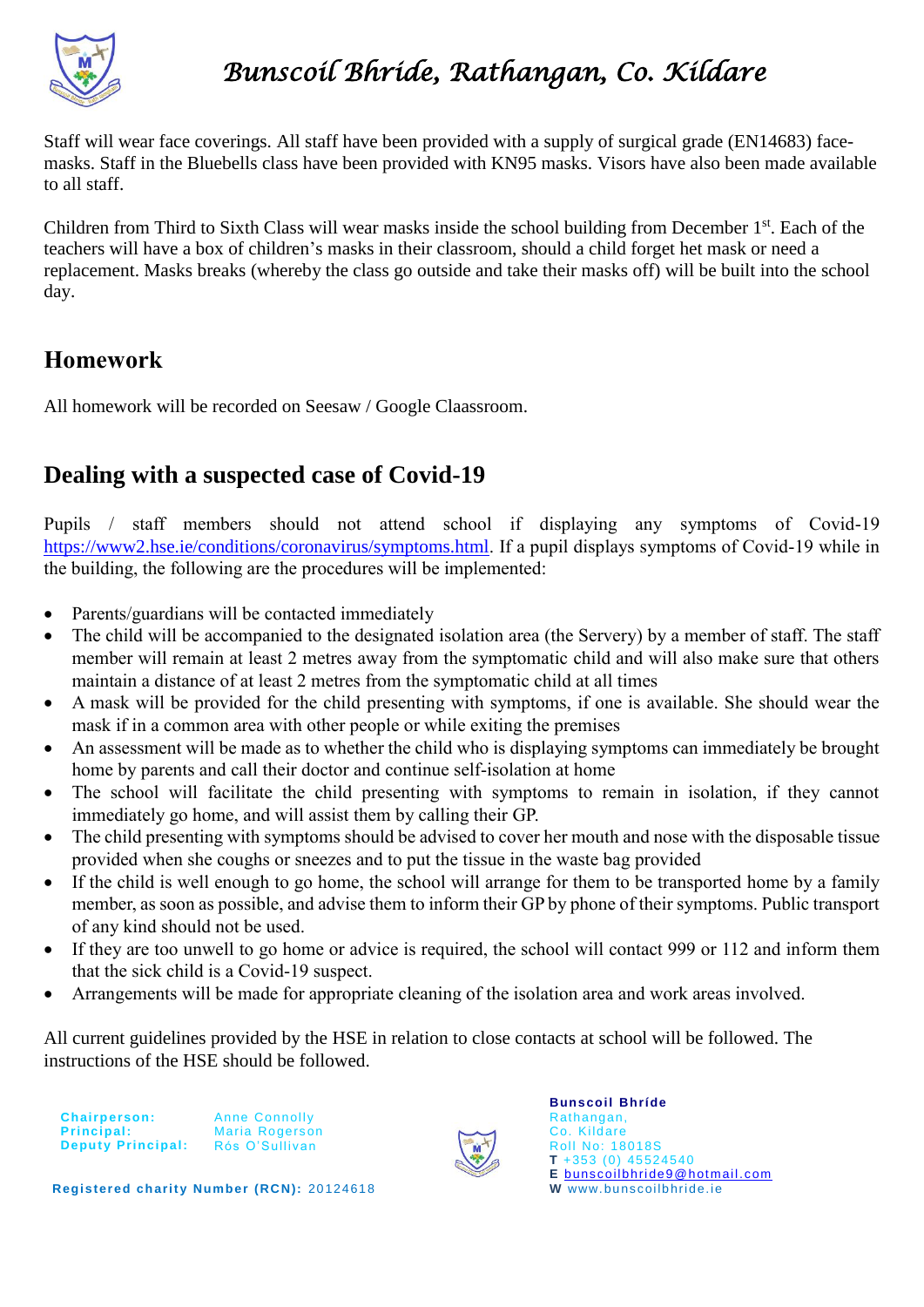Staff will wear face coverings. All staff have been provided with a supply of surgical grade (EN14683) face-masks. Staff in the Bluebells class have been provided with KN95 masks. Visors have also been made available to all staff.

Children from Third to Sixth Class will wear masks inside the school building from December 1st. Each of the teachers will have a box of children's masks in their classroom, should a child forget het mask or need a replacement. Masks breaks (whereby the class go outside and take their masks off) will be built into the school day.

## Homework

All homework will be recorded on Seesaw / Google Claassroom.

## Dealing with a suspected case of Covid-19

Pupils / staff members should not attend school if displaying any symptoms of Covid-19 https://www2.hse.ie/conditions/coronavirus/symptoms.html. If a pupil displays symptoms of Covid-19 while in the building, the following are the procedures will be implemented:

- Parents/guardians will be contacted immediately
- The child will be accompanied to the designated isolation area (the Servery) by a member of staff. The staff member will remain at least 2 metres away from the symptomatic child and will also make sure that others maintain a distance of at least 2 metres from the symptomatic child at all times
- A mask will be provided for the child presenting with symptoms, if one is available. She should wear the mask if in a common area with other people or while exiting the premises
- An assessment will be made as to whether the child who is displaying symptoms can immediately be brought home by parents and call their doctor and continue self-isolation at home
- The school will facilitate the child presenting with symptoms to remain in isolation, if they cannot immediately go home, and will assist them by calling their GP.
- The child presenting with symptoms should be advised to cover her mouth and nose with the disposable tissue provided when she coughs or sneezes and to put the tissue in the waste bag provided
- If the child is well enough to go home, the school will arrange for them to be transported home by a family member, as soon as possible, and advise them to inform their GP by phone of their symptoms. Public transport of any kind should not be used.
- If they are too unwell to go home or advice is required, the school will contact 999 or 112 and inform them that the sick child is a Covid-19 suspect.
- Arrangements will be made for appropriate cleaning of the isolation area and work areas involved.

All current guidelines provided by the HSE in relation to close contacts at school will be followed. The instructions of the HSE should be followed.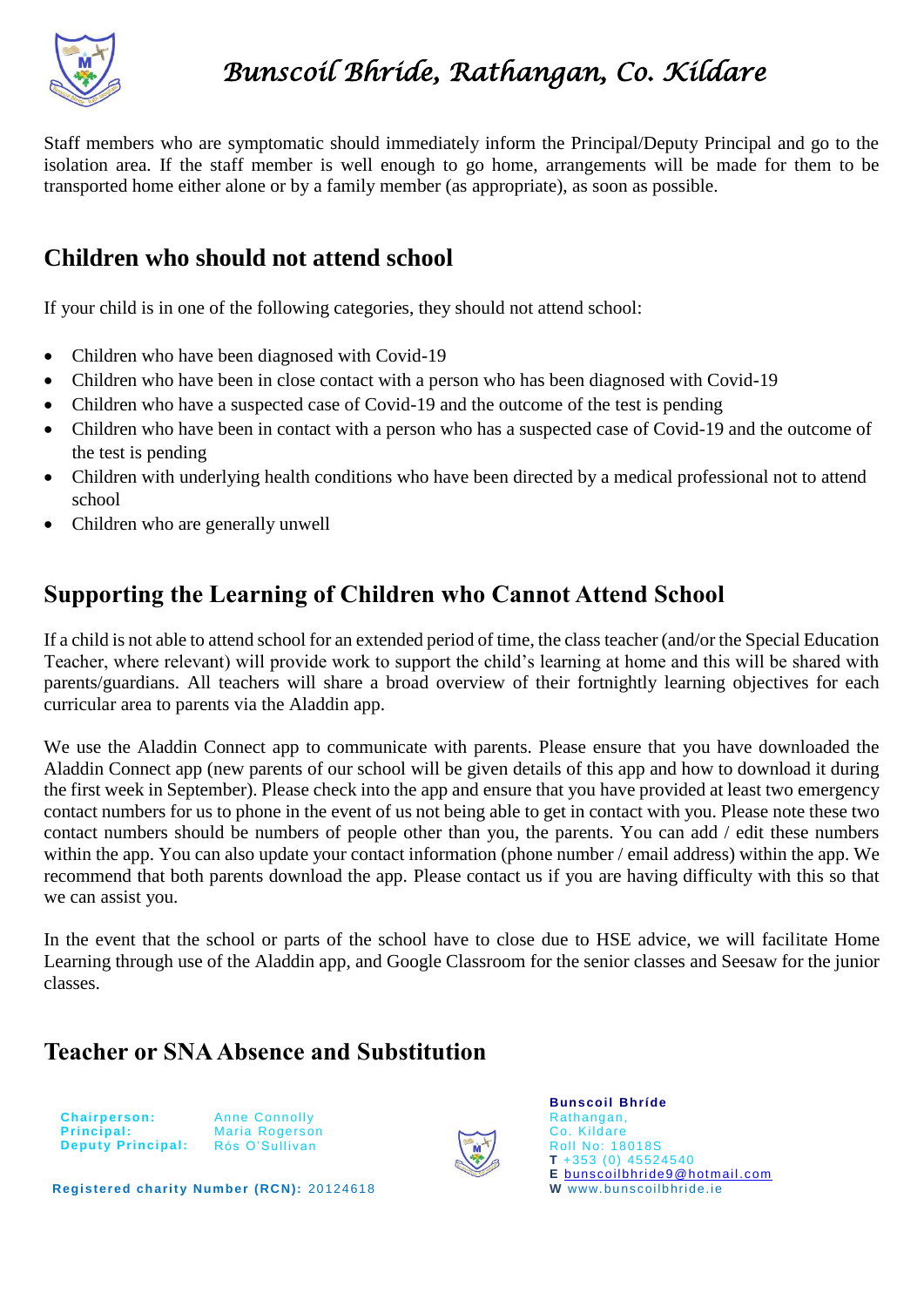Staff members who are symptomatic should immediately inform the Principal/Deputy Principal and go to the isolation area. If the staff member is well enough to go home, arrangements will be made for them to be transported home either alone or by a family member (as appropriate), as soon as possible.

## Children who should not attend school

If your child is in one of the following categories, they should not attend school:

- Children who have been diagnosed with Covid-19
- Children who have been in close contact with a person who has been diagnosed with Covid-19
- Children who have a suspected case of Covid-19 and the outcome of the test is pending
- Children who have been in contact with a person who has a suspected case of Covid-19 and the outcome of the test is pending
- Children with underlying health conditions who have been directed by a medical professional not to attend school
- Children who are generally unwell

## Supporting the Learning of Children who Cannot Attend School

If a child is not able to attend school for an extended period of time, the class teacher (and/or the Special Education Teacher, where relevant) will provide work to support the child's learning at home and this will be shared with parents/guardians. All teachers will share a broad overview of their fortnightly learning objectives for each curricular area to parents via the Aladdin app.

We use the Aladdin Connect app to communicate with parents. Please ensure that you have downloaded the Aladdin Connect app (new parents of our school will be given details of this app and how to download it during the first week in September). Please check into the app and ensure that you have provided at least two emergency contact numbers for us to phone in the event of us not being able to get in contact with you. Please note these two contact numbers should be numbers of people other than you, the parents. You can add / edit these numbers within the app. You can also update your contact information (phone number / email address) within the app. We recommend that both parents download the app. Please contact us if you are having difficulty with this so that we can assist you.

In the event that the school or parts of the school have to close due to HSE advice, we will facilitate Home Learning through use of the Aladdin app, and Google Classroom for the senior classes and Seesaw for the junior classes.

## Teacher or SNA Absence and Substitution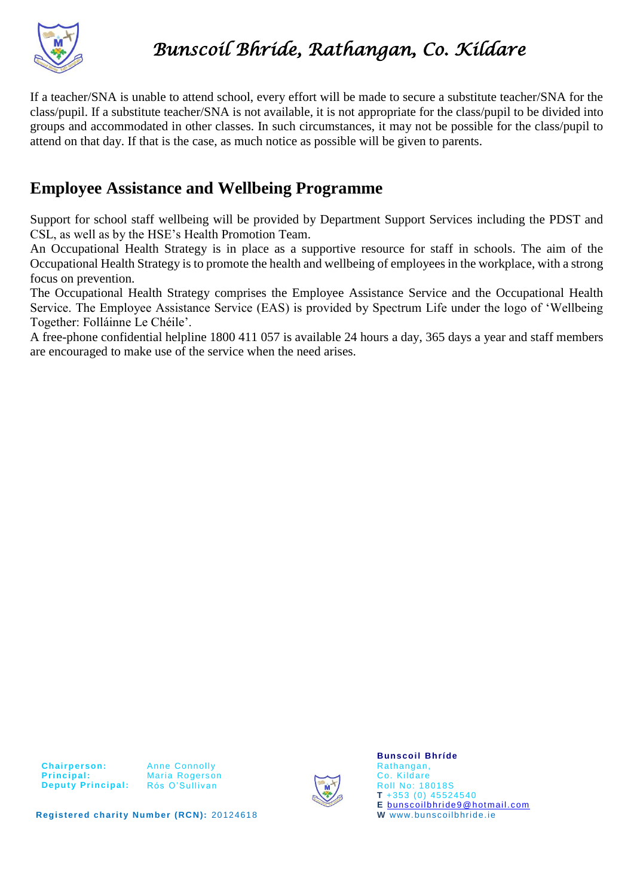If a teacher/SNA is unable to attend school, every effort will be made to secure a substitute teacher/SNA for the class/pupil. If a substitute teacher/SNA is not available, it is not appropriate for the class/pupil to be divided into groups and accommodated in other classes. In such circumstances, it may not be possible for the class/pupil to attend on that day. If that is the case, as much notice as possible will be given to parents.

## Employee Assistance and Wellbeing Programme

Support for school staff wellbeing will be provided by Department Support Services including the PDST and CSL, as well as by the HSE's Health Promotion Team.
An Occupational Health Strategy is in place as a supportive resource for staff in schools. The aim of the Occupational Health Strategy is to promote the health and wellbeing of employees in the workplace, with a strong focus on prevention.
The Occupational Health Strategy comprises the Employee Assistance Service and the Occupational Health Service. The Employee Assistance Service (EAS) is provided by Spectrum Life under the logo of 'Wellbeing Together: Folláinne Le Chéile'.
A free-phone confidential helpline 1800 411 057 is available 24 hours a day, 365 days a year and staff members are encouraged to make use of the service when the need arises.